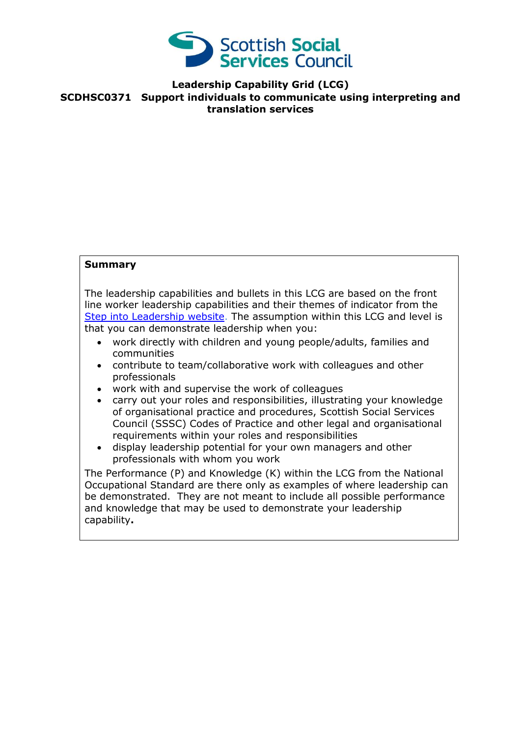# Leadership Capability Grid (LCG)

## SCDHSC0371 Support individuals to communicate using interpreting and translation services

**Summary**

The leadership capabilities and bullets in this LCG are based on the front line worker leadership capabilities and their themes of indicator from the [Step into Leadership website](). The assumption within this LCG and level is that you can demonstrate leadership when you:

- work directly with children and young people/adults, families and communities
- contribute to team/collaborative work with colleagues and other professionals
- work with and supervise the work of colleagues
- carry out your roles and responsibilities, illustrating your knowledge of organisational practice and procedures, Scottish Social Services Council (SSSC) Codes of Practice and other legal and organisational requirements within your roles and responsibilities
- display leadership potential for your own managers and other professionals with whom you work

The Performance (P) and Knowledge (K) within the LCG from the National Occupational Standard are there only as examples of where leadership can be demonstrated. They are not meant to include all possible performance and knowledge that may be used to demonstrate your leadership capability**.**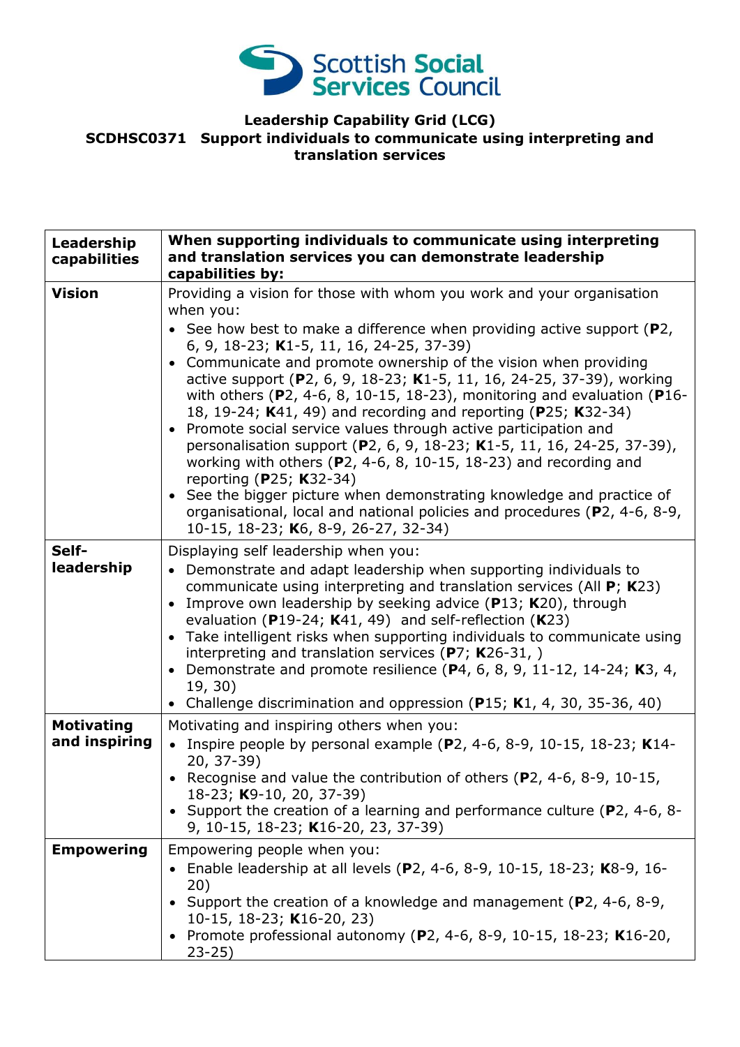**Leadership Capability Grid (LCG)**
**SCDHSC0371 Support individuals to communicate using interpreting and translation services**

| **Leadership capabilities** | **When supporting individuals to communicate using interpreting and translation services you can demonstrate leadership capabilities by:** |
|---|---|
| **Vision** | Providing a vision for those with whom you work and your organisation when you:<br>• See how best to make a difference when providing active support (**P**2, 6, 9, 18-23; **K**1-5, 11, 16, 24-25, 37-39)<br>• Communicate and promote ownership of the vision when providing active support (**P**2, 6, 9, 18-23; **K**1-5, 11, 16, 24-25, 37-39), working with others (**P**2, 4-6, 8, 10-15, 18-23), monitoring and evaluation (**P**16-18, 19-24; **K**41, 49) and recording and reporting (**P**25; **K**32-34)<br>• Promote social service values through active participation and personalisation support (**P**2, 6, 9, 18-23; **K**1-5, 11, 16, 24-25, 37-39), working with others (**P**2, 4-6, 8, 10-15, 18-23) and recording and reporting (**P**25; **K**32-34)<br>• See the bigger picture when demonstrating knowledge and practice of organisational, local and national policies and procedures (**P**2, 4-6, 8-9, 10-15, 18-23; **K**6, 8-9, 26-27, 32-34) |
| **Self-leadership** | Displaying self leadership when you:<br>• Demonstrate and adapt leadership when supporting individuals to communicate using interpreting and translation services (All **P**; **K**23)<br>• Improve own leadership by seeking advice (**P**13; **K**20), through evaluation (**P**19-24; **K**41, 49) and self-reflection (**K**23)<br>• Take intelligent risks when supporting individuals to communicate using interpreting and translation services (**P**7; **K**26-31, )<br>• Demonstrate and promote resilience (**P**4, 6, 8, 9, 11-12, 14-24; **K**3, 4, 19, 30)<br>• Challenge discrimination and oppression (**P**15; **K**1, 4, 30, 35-36, 40) |
| **Motivating and inspiring** | Motivating and inspiring others when you:<br>• Inspire people by personal example (**P**2, 4-6, 8-9, 10-15, 18-23; **K**14-20, 37-39)<br>• Recognise and value the contribution of others (**P**2, 4-6, 8-9, 10-15, 18-23; **K**9-10, 20, 37-39)<br>• Support the creation of a learning and performance culture (**P**2, 4-6, 8-9, 10-15, 18-23; **K**16-20, 23, 37-39) |
| **Empowering** | Empowering people when you:<br>• Enable leadership at all levels (**P**2, 4-6, 8-9, 10-15, 18-23; **K**8-9, 16-20)<br>• Support the creation of a knowledge and management (**P**2, 4-6, 8-9, 10-15, 18-23; **K**16-20, 23)<br>• Promote professional autonomy (**P**2, 4-6, 8-9, 10-15, 18-23; **K**16-20, 23-25) |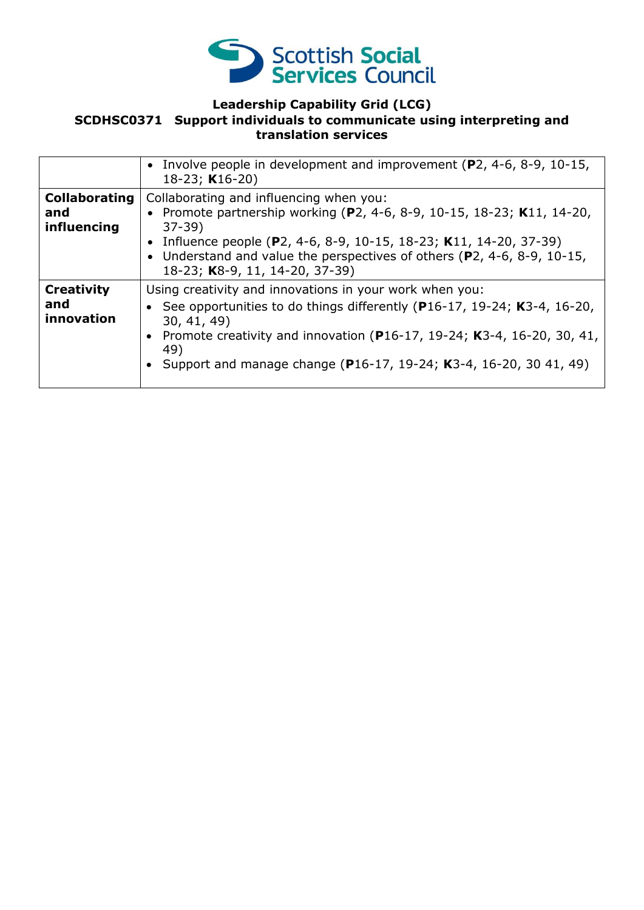**Leadership Capability Grid (LCG)**
**SCDHSC0371 Support individuals to communicate using interpreting and translation services**

| | |
|---|---|
| | • Involve people in development and improvement (**P**2, 4-6, 8-9, 10-15, 18-23; **K**16-20) |
| **Collaborating and influencing** | Collaborating and influencing when you:<br>• Promote partnership working (**P**2, 4-6, 8-9, 10-15, 18-23; **K**11, 14-20, 37-39)<br>• Influence people (**P**2, 4-6, 8-9, 10-15, 18-23; **K**11, 14-20, 37-39)<br>• Understand and value the perspectives of others (**P**2, 4-6, 8-9, 10-15, 18-23; **K**8-9, 11, 14-20, 37-39) |
| **Creativity and innovation** | Using creativity and innovations in your work when you:<br>• See opportunities to do things differently (**P**16-17, 19-24; **K**3-4, 16-20, 30, 41, 49)<br>• Promote creativity and innovation (**P**16-17, 19-24; **K**3-4, 16-20, 30, 41, 49)<br>• Support and manage change (**P**16-17, 19-24; **K**3-4, 16-20, 30 41, 49) |